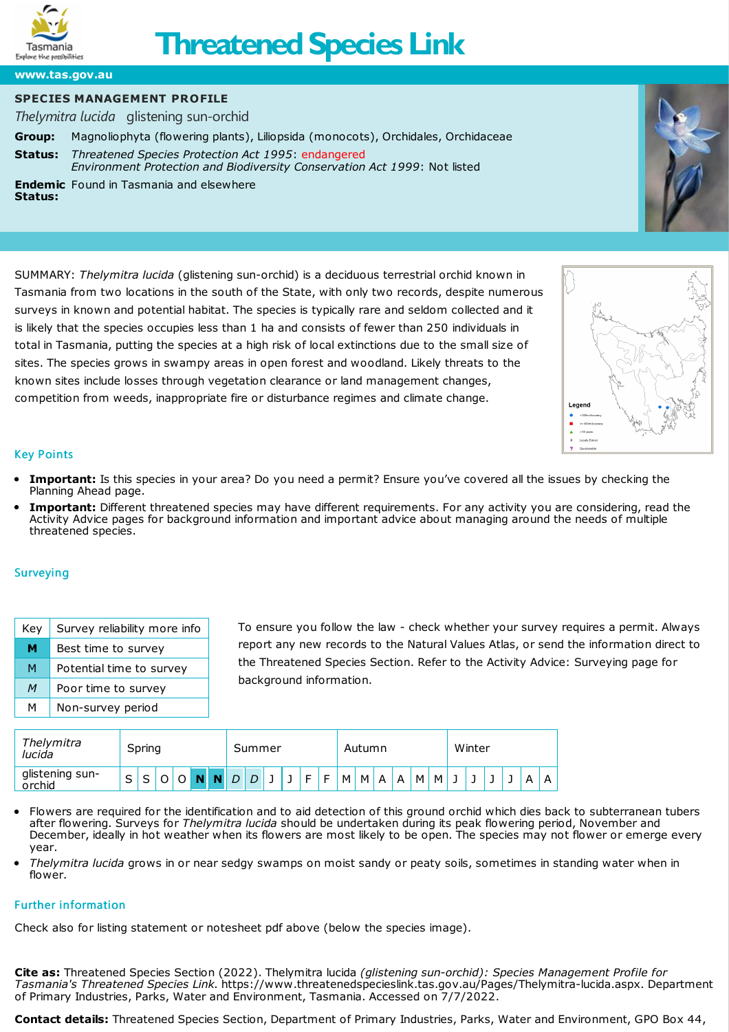# Threatened Species Link

www.tas.gov.au

**SPECIES MANAGEMENT PROFILE**

*Thelymitra lucida* glistening sun-orchid

**Group:** Magnoliophyta (flowering plants), Liliopsida (monocots), Orchidales, Orchidaceae

**Status:** *Threatened Species Protection Act 1995*: endangered
*Environment Protection and Biodiversity Conservation Act 1999*: Not listed

**Endemic Status:** Found in Tasmania and elsewhere

SUMMARY: *Thelymitra lucida* (glistening sun-orchid) is a deciduous terrestrial orchid known in Tasmania from two locations in the south of the State, with only two records, despite numerous surveys in known and potential habitat. The species is typically rare and seldom collected and it is likely that the species occupies less than 1 ha and consists of fewer than 250 individuals in total in Tasmania, putting the species at a high risk of local extinctions due to the small size of sites. The species grows in swampy areas in open forest and woodland. Likely threats to the known sites include losses through vegetation clearance or land management changes, competition from weeds, inappropriate fire or disturbance regimes and climate change.

## Key Points

- **Important:** Is this species in your area? Do you need a permit? Ensure you've covered all the issues by checking the Planning Ahead page.
- **Important:** Different threatened species may have different requirements. For any activity you are considering, read the Activity Advice pages for background information and important advice about managing around the needs of multiple threatened species.

## Surveying

| Key | Survey reliability more info |
|---|---|
| **M** | Best time to survey |
| M | Potential time to survey |
| *M* | Poor time to survey |
| M | Non-survey period |

To ensure you follow the law - check whether your survey requires a permit. Always report any new records to the Natural Values Atlas, or send the information direct to the Threatened Species Section. Refer to the Activity Advice: Surveying page for background information.

| *Thelymitra lucida* | Spring | | | | | | Summer | | | | | | Autumn | | | | | | Winter | | | | | |
|---|---|---|---|---|---|---|---|---|---|---|---|---|---|---|---|---|---|---|---|---|---|---|---|---|
| glistening sun-orchid | S | S | O | O | **N** | **N** | *D* | *D* | J | J | F | F | M | M | A | A | M | M | J | J | J | J | A | A |

- Flowers are required for the identification and to aid detection of this ground orchid which dies back to subterranean tubers after flowering. Surveys for *Thelymitra lucida* should be undertaken during its peak flowering period, November and December, ideally in hot weather when its flowers are most likely to be open. The species may not flower or emerge every year.
- *Thelymitra lucida* grows in or near sedgy swamps on moist sandy or peaty soils, sometimes in standing water when in flower.

## Further information

Check also for listing statement or notesheet pdf above (below the species image).

**Cite as:** Threatened Species Section (2022). Thelymitra lucida *(glistening sun-orchid): Species Management Profile for Tasmania's Threatened Species Link*. https://www.threatenedspecieslink.tas.gov.au/Pages/Thelymitra-lucida.aspx. Department of Primary Industries, Parks, Water and Environment, Tasmania. Accessed on 7/7/2022.

**Contact details:** Threatened Species Section, Department of Primary Industries, Parks, Water and Environment, GPO Box 44,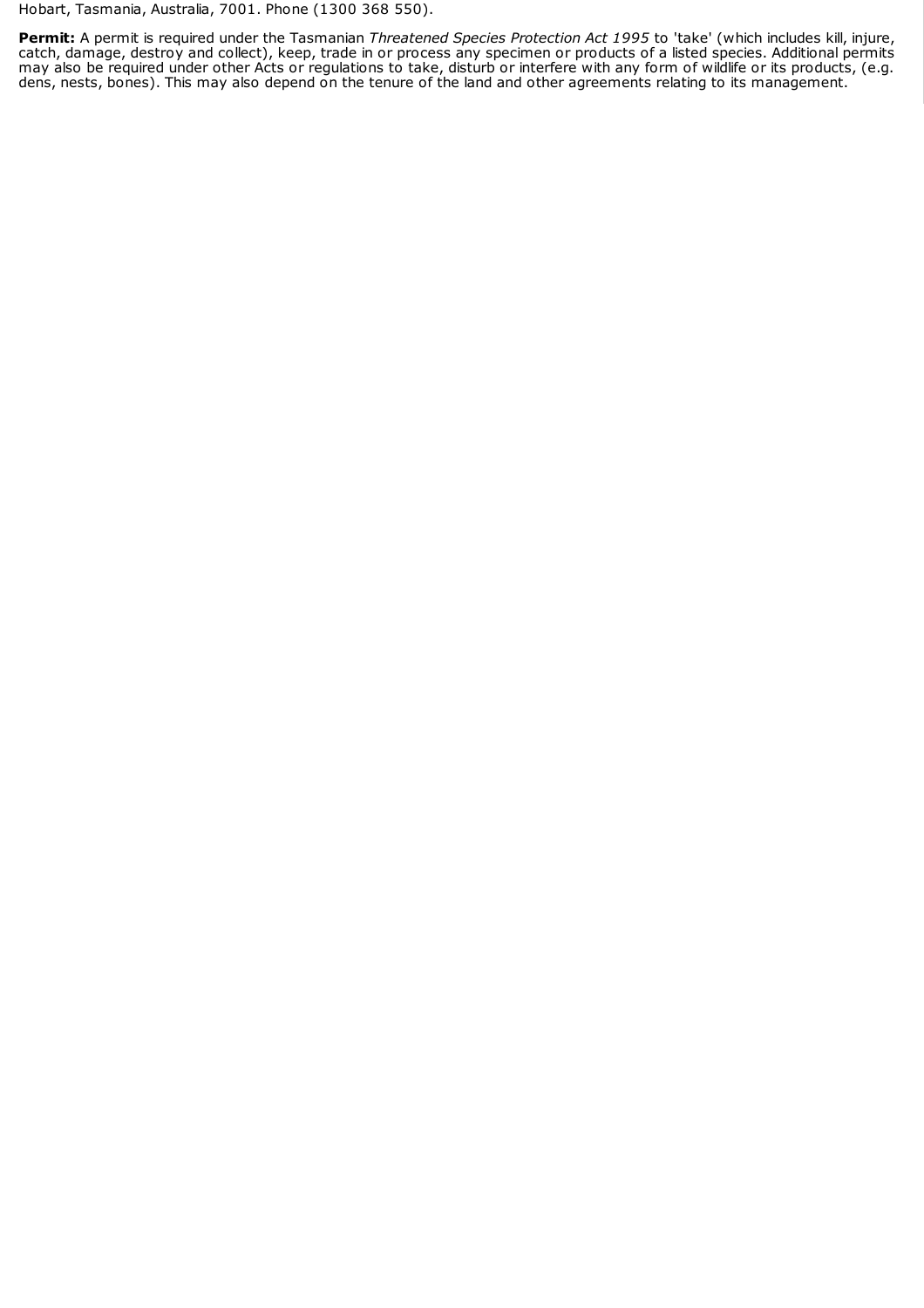Hobart, Tasmania, Australia, 7001. Phone (1300 368 550).

**Permit:** A permit is required under the Tasmanian *Threatened Species Protection Act 1995* to 'take' (which includes kill, injure, catch, damage, destroy and collect), keep, trade in or process any specimen or products of a listed species. Additional permits may also be required under other Acts or regulations to take, disturb or interfere with any form of wildlife or its products, (e.g. dens, nests, bones). This may also depend on the tenure of the land and other agreements relating to its management.